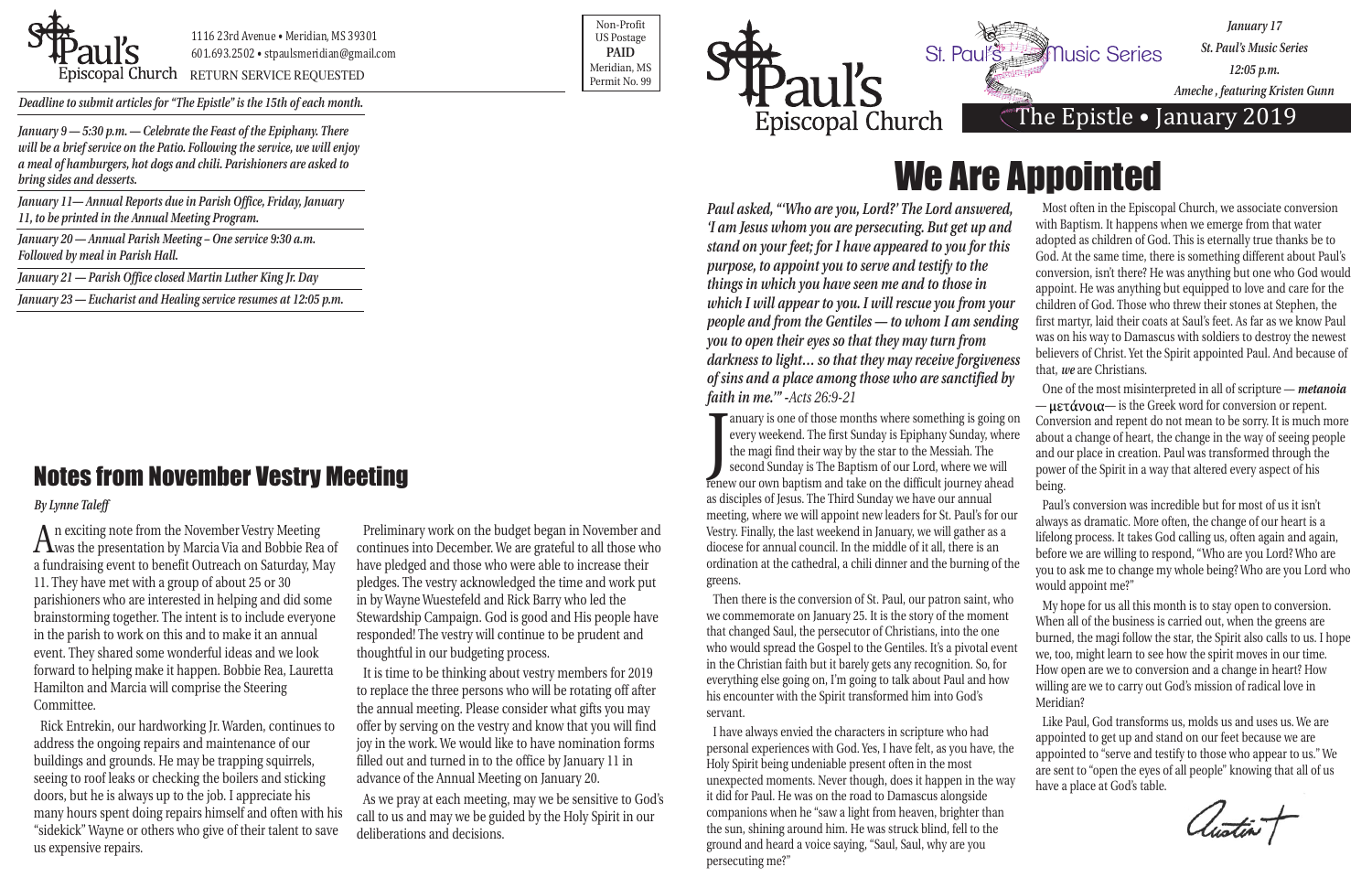St. Paul's Episcopal Church

1116 23rd Avenue • Meridian, MS 39301
601.693.2502 • stpaulsmeridian@gmail.com
RETURN SERVICE REQUESTED

Non-Profit
US Postage
**PAID**
Meridian, MS
Permit No. 99

*Deadline to submit articles for "The Epistle" is the 15th of each month.*

*January 9 — 5:30 p.m. — Celebrate the Feast of the Epiphany. There will be a brief service on the Patio. Following the service, we will enjoy a meal of hamburgers, hot dogs and chili. Parishioners are asked to bring sides and desserts.*

*January 11— Annual Reports due in Parish Office, Friday, January 11, to be printed in the Annual Meeting Program.*

*January 20 — Annual Parish Meeting – One service 9:30 a.m. Followed by meal in Parish Hall.*

*January 21 — Parish Office closed Martin Luther King Jr. Day*

*January 23 — Eucharist and Healing service resumes at 12:05 p.m.*

## Notes from November Vestry Meeting

*By Lynne Taleff*

An exciting note from the November Vestry Meeting was the presentation by Marcia Via and Bobbie Rea of a fundraising event to benefit Outreach on Saturday, May 11. They have met with a group of about 25 or 30 parishioners who are interested in helping and did some brainstorming together. The intent is to include everyone in the parish to work on this and to make it an annual event. They shared some wonderful ideas and we look forward to helping make it happen. Bobbie Rea, Lauretta Hamilton and Marcia will comprise the Steering Committee.

Rick Entrekin, our hardworking Jr. Warden, continues to address the ongoing repairs and maintenance of our buildings and grounds. He may be trapping squirrels, seeing to roof leaks or checking the boilers and sticking doors, but he is always up to the job. I appreciate his many hours spent doing repairs himself and often with his "sidekick" Wayne or others who give of their talent to save us expensive repairs.

Preliminary work on the budget began in November and continues into December. We are grateful to all those who have pledged and those who were able to increase their pledges. The vestry acknowledged the time and work put in by Wayne Wuestefeld and Rick Barry who led the Stewardship Campaign. God is good and His people have responded! The vestry will continue to be prudent and thoughtful in our budgeting process.

It is time to be thinking about vestry members for 2019 to replace the three persons who will be rotating off after the annual meeting. Please consider what gifts you may offer by serving on the vestry and know that you will find joy in the work. We would like to have nomination forms filled out and turned in to the office by January 11 in advance of the Annual Meeting on January 20.

As we pray at each meeting, may we be sensitive to God's call to us and may we be guided by the Holy Spirit in our deliberations and decisions.

St. Paul's Episcopal Church — St. Paul's Music Series

*January 17*
*St. Paul's Music Series*
*12:05 p.m.*
*Ameche , featuring Kristen Gunn*

The Epistle • January 2019

# We Are Appointed

***Paul asked, "'Who are you, Lord?' The Lord answered, 'I am Jesus whom you are persecuting. But get up and stand on your feet; for I have appeared to you for this purpose, to appoint you to serve and testify to the things in which you have seen me and to those in which I will appear to you. I will rescue you from your people and from the Gentiles — to whom I am sending you to open their eyes so that they may turn from darkness to light… so that they may receive forgiveness of sins and a place among those who are sanctified by faith in me.'" -Acts 26:9-21***

January is one of those months where something is going on every weekend. The first Sunday is Epiphany Sunday, where the magi find their way by the star to the Messiah. The second Sunday is The Baptism of our Lord, where we will renew our own baptism and take on the difficult journey ahead as disciples of Jesus. The Third Sunday we have our annual meeting, where we will appoint new leaders for St. Paul's for our Vestry. Finally, the last weekend in January, we will gather as a diocese for annual council. In the middle of it all, there is an ordination at the cathedral, a chili dinner and the burning of the greens.

Then there is the conversion of St. Paul, our patron saint, who we commemorate on January 25. It is the story of the moment that changed Saul, the persecutor of Christians, into the one who would spread the Gospel to the Gentiles. It's a pivotal event in the Christian faith but it barely gets any recognition. So, for everything else going on, I'm going to talk about Paul and how his encounter with the Spirit transformed him into God's servant.

I have always envied the characters in scripture who had personal experiences with God. Yes, I have felt, as you have, the Holy Spirit being undeniable present often in the most unexpected moments. Never though, does it happen in the way it did for Paul. He was on the road to Damascus alongside companions when he "saw a light from heaven, brighter than the sun, shining around him. He was struck blind, fell to the ground and heard a voice saying, "Saul, Saul, why are you persecuting me?"

Most often in the Episcopal Church, we associate conversion with Baptism. It happens when we emerge from that water adopted as children of God. This is eternally true thanks be to God. At the same time, there is something different about Paul's conversion, isn't there? He was anything but one who God would appoint. He was anything but equipped to love and care for the children of God. Those who threw their stones at Stephen, the first martyr, laid their coats at Saul's feet. As far as we know Paul was on his way to Damascus with soldiers to destroy the newest believers of Christ. Yet the Spirit appointed Paul. And because of that, *we* are Christians.

One of the most misinterpreted in all of scripture — ***metanoia*** — μετάνοια— is the Greek word for conversion or repent. Conversion and repent do not mean to be sorry. It is much more about a change of heart, the change in the way of seeing people and our place in creation. Paul was transformed through the power of the Spirit in a way that altered every aspect of his being.

Paul's conversion was incredible but for most of us it isn't always as dramatic. More often, the change of our heart is a lifelong process. It takes God calling us, often again and again, before we are willing to respond, "Who are you Lord? Who are you to ask me to change my whole being? Who are you Lord who would appoint me?"

My hope for us all this month is to stay open to conversion. When all of the business is carried out, when the greens are burned, the magi follow the star, the Spirit also calls to us. I hope we, too, might learn to see how the spirit moves in our time. How open are we to conversion and a change in heart? How willing are we to carry out God's mission of radical love in Meridian?

Like Paul, God transforms us, molds us and uses us. We are appointed to get up and stand on our feet because we are appointed to "serve and testify to those who appear to us." We are sent to "open the eyes of all people" knowing that all of us have a place at God's table.

Austin +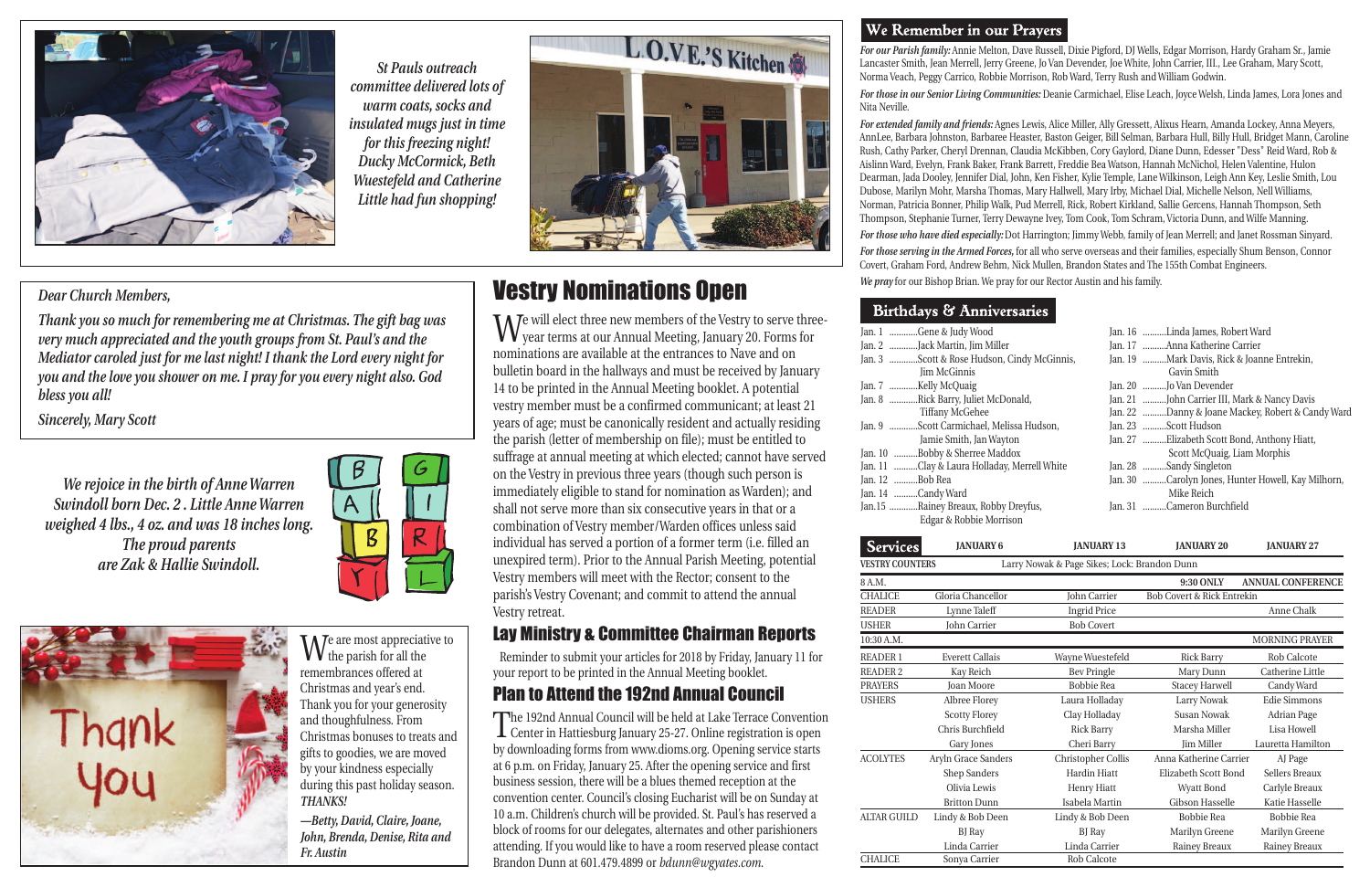*St Pauls outreach committee delivered lots of warm coats, socks and insulated mugs just in time for this freezing night! Ducky McCormick, Beth Wuestefeld and Catherine Little had fun shopping!*

*Dear Church Members,*

*Thank you so much for remembering me at Christmas. The gift bag was very much appreciated and the youth groups from St. Paul's and the Mediator caroled just for me last night! I thank the Lord every night for you and the love you shower on me. I pray for you every night also. God bless you all!*

*Sincerely, Mary Scott*

*We rejoice in the birth of Anne Warren Swindoll born Dec. 2 . Little Anne Warren weighed 4 lbs., 4 oz. and was 18 inches long. The proud parents are Zak & Hallie Swindoll.*

We are most appreciative to the parish for all the remembrances offered at Christmas and year's end. Thank you for your generosity and thoughtfulness. From Christmas bonuses to treats and gifts to goodies, we are moved by your kindness especially during this past holiday season. *THANKS!*

*—Betty, David, Claire, Joane, John, Brenda, Denise, Rita and Fr. Austin*

# Vestry Nominations Open

We will elect three new members of the Vestry to serve three-year terms at our Annual Meeting, January 20. Forms for nominations are available at the entrances to Nave and on bulletin board in the hallways and must be received by January 14 to be printed in the Annual Meeting booklet. A potential vestry member must be a confirmed communicant; at least 21 years of age; must be canonically resident and actually residing the parish (letter of membership on file); must be entitled to suffrage at annual meeting at which elected; cannot have served on the Vestry in previous three years (though such person is immediately eligible to stand for nomination as Warden); and shall not serve more than six consecutive years in that or a combination of Vestry member/Warden offices unless said individual has served a portion of a former term (i.e. filled an unexpired term). Prior to the Annual Parish Meeting, potential Vestry members will meet with the Rector; consent to the parish's Vestry Covenant; and commit to attend the annual Vestry retreat.

## Lay Ministry & Committee Chairman Reports

Reminder to submit your articles for 2018 by Friday, January 11 for your report to be printed in the Annual Meeting booklet.

## Plan to Attend the 192nd Annual Council

The 192nd Annual Council will be held at Lake Terrace Convention Center in Hattiesburg January 25-27. Online registration is open by downloading forms from www.dioms.org. Opening service starts at 6 p.m. on Friday, January 25. After the opening service and first business session, there will be a blues themed reception at the convention center. Council's closing Eucharist will be on Sunday at 10 a.m. Children's church will be provided. St. Paul's has reserved a block of rooms for our delegates, alternates and other parishioners attending. If you would like to have a room reserved please contact Brandon Dunn at 601.479.4899 or *bdunn@wgyates.com*.

## We Remember in our Prayers

***For our Parish family:*** Annie Melton, Dave Russell, Dixie Pigford, DJ Wells, Edgar Morrison, Hardy Graham Sr., Jamie Lancaster Smith, Jean Merrell, Jerry Greene, Jo Van Devender, Joe White, John Carrier, III., Lee Graham, Mary Scott, Norma Veach, Peggy Carrico, Robbie Morrison, Rob Ward, Terry Rush and William Godwin.

***For those in our Senior Living Communities:*** Deanie Carmichael, Elise Leach, Joyce Welsh, Linda James, Lora Jones and Nita Neville.

***For extended family and friends:*** Agnes Lewis, Alice Miller, Ally Gressett, Alixus Hearn, Amanda Lockey, Anna Meyers, AnnLee, Barbara Johnston, Barbaree Heaster, Baston Geiger, Bill Selman, Barbara Hull, Billy Hull, Bridget Mann, Caroline Rush, Cathy Parker, Cheryl Drennan, Claudia McKibben, Cory Gaylord, Diane Dunn, Edesser "Dess" Reid Ward, Rob & Aislinn Ward, Evelyn, Frank Baker, Frank Barrett, Freddie Bea Watson, Hannah McNichol, Helen Valentine, Hulon Dearman, Jada Dooley, Jennifer Dial, John, Ken Fisher, Kylie Temple, Lane Wilkinson, Leigh Ann Key, Leslie Smith, Lou Dubose, Marilyn Mohr, Marsha Thomas, Mary Hallwell, Mary Irby, Michael Dial, Michelle Nelson, Nell Williams, Norman, Patricia Bonner, Philip Walk, Pud Merrell, Rick, Robert Kirkland, Sallie Gercens, Hannah Thompson, Seth Thompson, Stephanie Turner, Terry Dewayne Ivey, Tom Cook, Tom Schram, Victoria Dunn, and Wilfe Manning.

***For those who have died especially:*** Dot Harrington; Jimmy Webb, family of Jean Merrell; and Janet Rossman Sinyard.

***For those serving in the Armed Forces,*** for all who serve overseas and their families, especially Shum Benson, Connor Covert, Graham Ford, Andrew Behm, Nick Mullen, Brandon States and The 155th Combat Engineers.

***We pray*** for our Bishop Brian. We pray for our Rector Austin and his family.

## Birthdays & Anniversaries

- Jan. 1 ............Gene & Judy Wood
- Jan. 2 ............Jack Martin, Jim Miller
- Jan. 3 ............Scott & Rose Hudson, Cindy McGinnis, Jim McGinnis
- Jan. 7 ............Kelly McQuaig
- Jan. 8 ............Rick Barry, Juliet McDonald, Tiffany McGehee
- Jan. 9 ............Scott Carmichael, Melissa Hudson, Jamie Smith, Jan Wayton
- Jan. 10 ..........Bobby & Sherree Maddox
- Jan. 11 ..........Clay & Laura Holladay, Merrell White
- Jan. 12 ..........Bob Rea
- Jan. 14 ..........Candy Ward
- Jan.15 ............Rainey Breaux, Robby Dreyfus, Edgar & Robbie Morrison
- Jan. 16 ..........Linda James, Robert Ward
- Jan. 17 ..........Anna Katherine Carrier
- Jan. 19 ..........Mark Davis, Rick & Joanne Entrekin, Gavin Smith
- Jan. 20 ..........Jo Van Devender
- Jan. 21 ..........John Carrier III, Mark & Nancy Davis
- Jan. 22 ..........Danny & Joane Mackey, Robert & Candy Ward
- Jan. 23 ..........Scott Hudson
- Jan. 27 ..........Elizabeth Scott Bond, Anthony Hiatt, Scott McQuaig, Liam Morphis
- Jan. 28 ..........Sandy Singleton
- Jan. 30 ..........Carolyn Jones, Hunter Howell, Kay Milhorn, Mike Reich
- Jan. 31 ..........Cameron Burchfield

## Services

| | JANUARY 6 | JANUARY 13 | JANUARY 20 | JANUARY 27 |
|---|---|---|---|---|
| VESTRY COUNTERS | Larry Nowak & Page Sikes; Lock: Brandon Dunn | | | |
| 8 A.M. | | | 9:30 ONLY | ANNUAL CONFERENCE |
| CHALICE | Gloria Chancellor | John Carrier | Bob Covert & Rick Entrekin | |
| READER | Lynne Taleff | Ingrid Price | | Anne Chalk |
| USHER | John Carrier | Bob Covert | | |
| 10:30 A.M. | | | | MORNING PRAYER |
| READER 1 | Everett Callais | Wayne Wuestefeld | Rick Barry | Rob Calcote |
| READER 2 | Kay Reich | Bev Pringle | Mary Dunn | Catherine Little |
| PRAYERS | Joan Moore | Bobbie Rea | Stacey Harwell | Candy Ward |
| USHERS | Albree Florey | Laura Holladay | Larry Nowak | Edie Simmons |
| | Scotty Florey | Clay Holladay | Susan Nowak | Adrian Page |
| | Chris Burchfield | Rick Barry | Marsha Miller | Lisa Howell |
| | Gary Jones | Cheri Barry | Jim Miller | Lauretta Hamilton |
| ACOLYTES | Aryln Grace Sanders | Christopher Collis | Anna Katherine Carrier | AJ Page |
| | Shep Sanders | Hardin Hiatt | Elizabeth Scott Bond | Sellers Breaux |
| | Olivia Lewis | Henry Hiatt | Wyatt Bond | Carlyle Breaux |
| | Britton Dunn | Isabela Martin | Gibson Hasselle | Katie Hasselle |
| ALTAR GUILD | Lindy & Bob Deen | Lindy & Bob Deen | Bobbie Rea | Bobbie Rea |
| | BJ Ray | BJ Ray | Marilyn Greene | Marilyn Greene |
| | Linda Carrier | Linda Carrier | Rainey Breaux | Rainey Breaux |
| CHALICE | Sonya Carrier | Rob Calcote | | |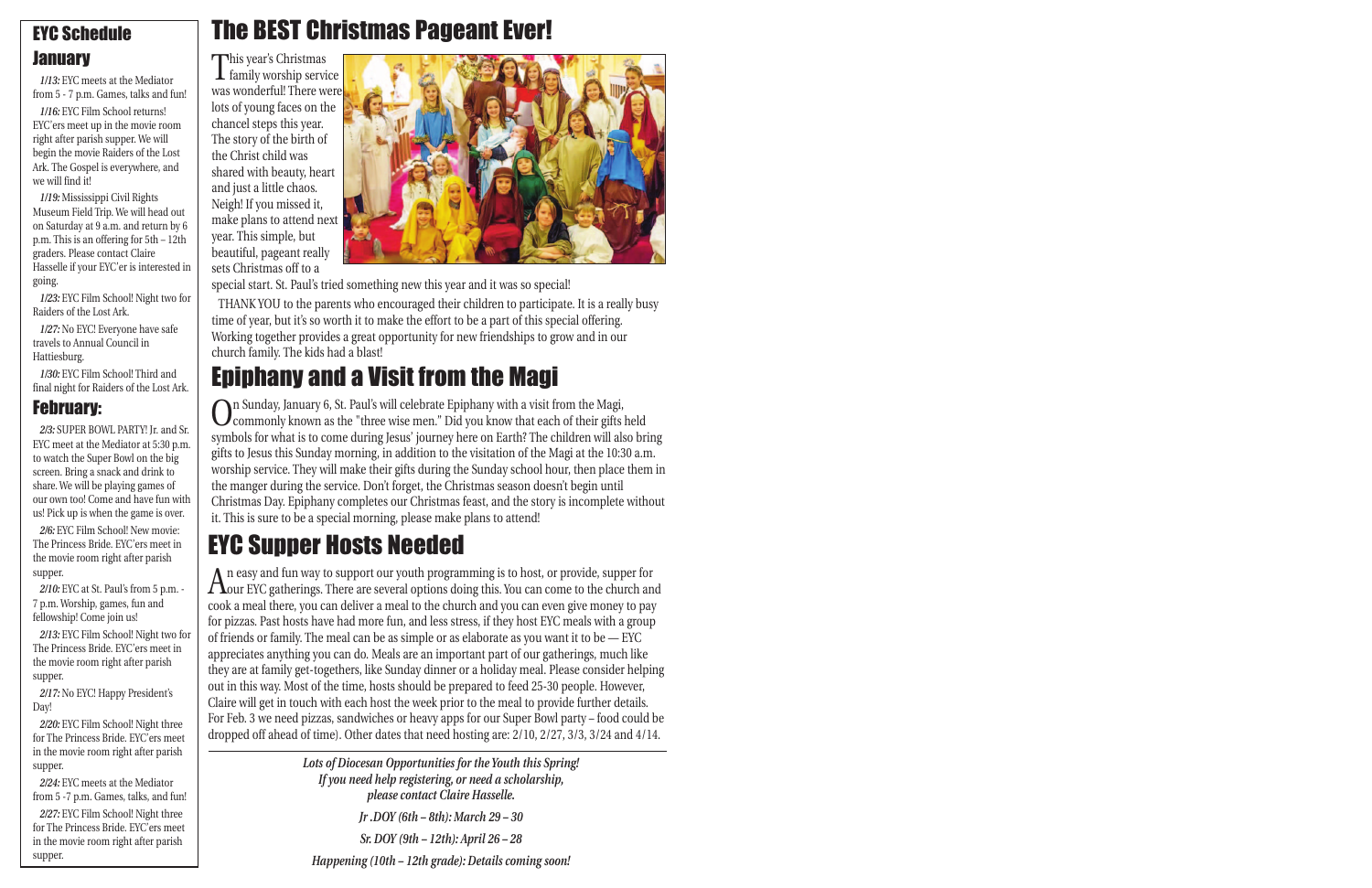## EYC Schedule

### January

***1/13:*** EYC meets at the Mediator from 5 - 7 p.m. Games, talks and fun!

***1/16:*** EYC Film School returns! EYC'ers meet up in the movie room right after parish supper. We will begin the movie Raiders of the Lost Ark. The Gospel is everywhere, and we will find it!

***1/19:*** Mississippi Civil Rights Museum Field Trip. We will head out on Saturday at 9 a.m. and return by 6 p.m. This is an offering for 5th – 12th graders. Please contact Claire Hasselle if your EYC'er is interested in going.

***1/23:*** EYC Film School! Night two for Raiders of the Lost Ark.

***1/27:*** No EYC! Everyone have safe travels to Annual Council in Hattiesburg.

***1/30:*** EYC Film School! Third and final night for Raiders of the Lost Ark.

### February:

***2/3:*** SUPER BOWL PARTY! Jr. and Sr. EYC meet at the Mediator at 5:30 p.m. to watch the Super Bowl on the big screen. Bring a snack and drink to share. We will be playing games of our own too! Come and have fun with us! Pick up is when the game is over.

***2/6:*** EYC Film School! New movie: The Princess Bride. EYC'ers meet in the movie room right after parish supper.

***2/10:*** EYC at St. Paul's from 5 p.m. - 7 p.m. Worship, games, fun and fellowship! Come join us!

***2/13:*** EYC Film School! Night two for The Princess Bride. EYC'ers meet in the movie room right after parish supper.

***2/17:*** No EYC! Happy President's Day!

***2/20:*** EYC Film School! Night three for The Princess Bride. EYC'ers meet in the movie room right after parish supper.

***2/24:*** EYC meets at the Mediator from 5 -7 p.m. Games, talks, and fun!

***2/27:*** EYC Film School! Night three for The Princess Bride. EYC'ers meet in the movie room right after parish supper.

# The BEST Christmas Pageant Ever!

This year's Christmas family worship service was wonderful! There were lots of young faces on the chancel steps this year. The story of the birth of the Christ child was shared with beauty, heart and just a little chaos. Neigh! If you missed it, make plans to attend next year. This simple, but beautiful, pageant really sets Christmas off to a special start. St. Paul's tried something new this year and it was so special!

THANK YOU to the parents who encouraged their children to participate. It is a really busy time of year, but it's so worth it to make the effort to be a part of this special offering. Working together provides a great opportunity for new friendships to grow and in our church family. The kids had a blast!

# Epiphany and a Visit from the Magi

On Sunday, January 6, St. Paul's will celebrate Epiphany with a visit from the Magi, commonly known as the "three wise men." Did you know that each of their gifts held symbols for what is to come during Jesus' journey here on Earth? The children will also bring gifts to Jesus this Sunday morning, in addition to the visitation of the Magi at the 10:30 a.m. worship service. They will make their gifts during the Sunday school hour, then place them in the manger during the service. Don't forget, the Christmas season doesn't begin until Christmas Day. Epiphany completes our Christmas feast, and the story is incomplete without it. This is sure to be a special morning, please make plans to attend!

# EYC Supper Hosts Needed

An easy and fun way to support our youth programming is to host, or provide, supper for our EYC gatherings. There are several options doing this. You can come to the church and cook a meal there, you can deliver a meal to the church and you can even give money to pay for pizzas. Past hosts have had more fun, and less stress, if they host EYC meals with a group of friends or family. The meal can be as simple or as elaborate as you want it to be — EYC appreciates anything you can do. Meals are an important part of our gatherings, much like they are at family get-togethers, like Sunday dinner or a holiday meal. Please consider helping out in this way. Most of the time, hosts should be prepared to feed 25-30 people. However, Claire will get in touch with each host the week prior to the meal to provide further details. For Feb. 3 we need pizzas, sandwiches or heavy apps for our Super Bowl party – food could be dropped off ahead of time). Other dates that need hosting are: 2/10, 2/27, 3/3, 3/24 and 4/14.

***Lots of Diocesan Opportunities for the Youth this Spring!***
***If you need help registering, or need a scholarship, please contact Claire Hasselle.***

*Jr .DOY (6th – 8th): March 29 – 30*

*Sr. DOY (9th – 12th): April 26 – 28*

*Happening (10th – 12th grade): Details coming soon!*